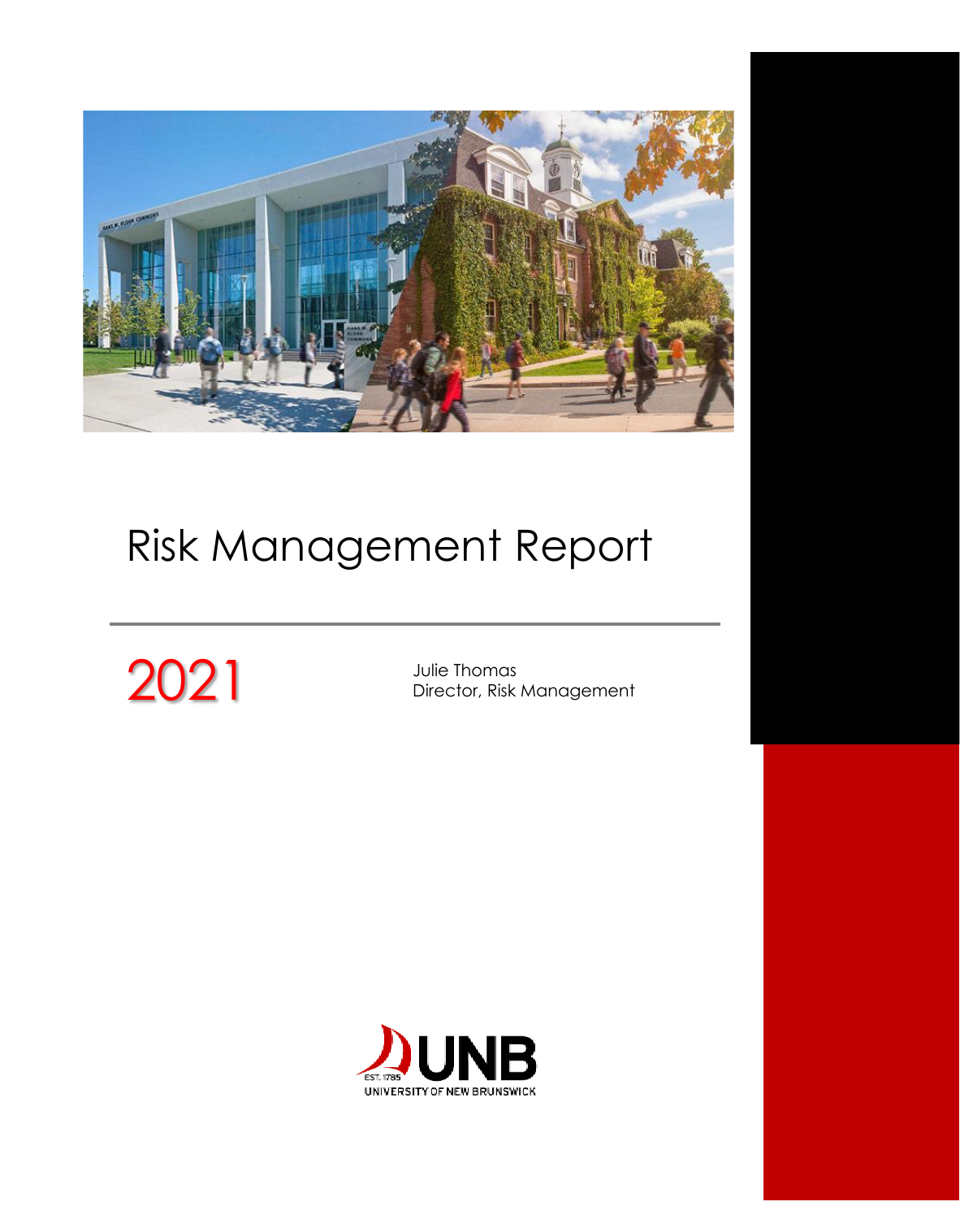# Risk Management Report

2021

Julie Thomas
Director, Risk Management

EST. 1785 UNB
UNIVERSITY OF NEW BRUNSWICK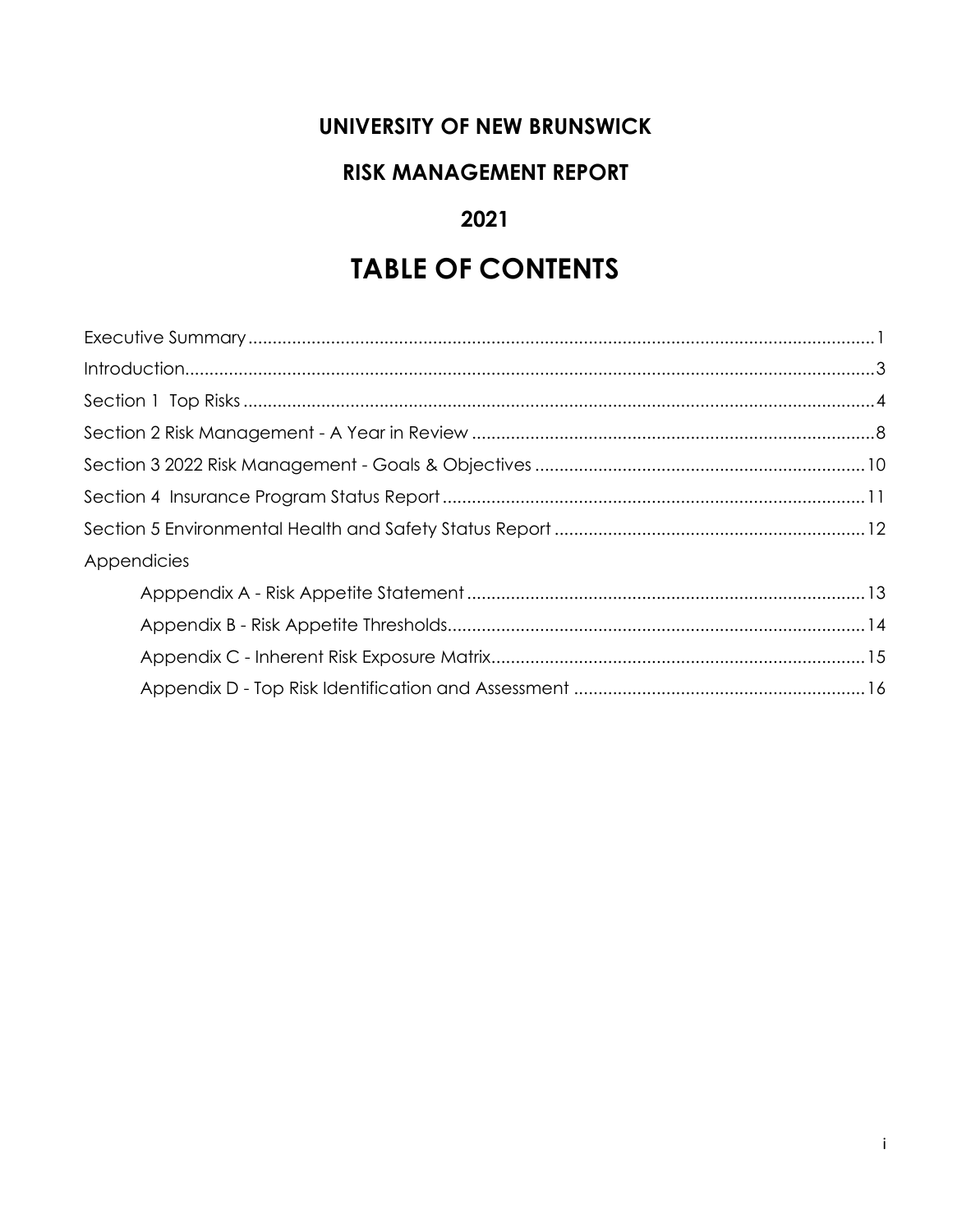# UNIVERSITY OF NEW BRUNSWICK

## RISK MANAGEMENT REPORT

## 2021

# TABLE OF CONTENTS

Executive Summary .......... 1

Introduction .......... 3

Section 1  Top Risks .......... 4

Section 2 Risk Management - A Year in Review .......... 8

Section 3 2022 Risk Management - Goals & Objectives .......... 10

Section 4  Insurance Program Status Report .......... 11

Section 5 Environmental Health and Safety Status Report .......... 12

Appendicies

- Apppendix A - Risk Appetite Statement .......... 13
- Appendix B - Risk Appetite Thresholds .......... 14
- Appendix C - Inherent Risk Exposure Matrix .......... 15
- Appendix D - Top Risk Identification and Assessment .......... 16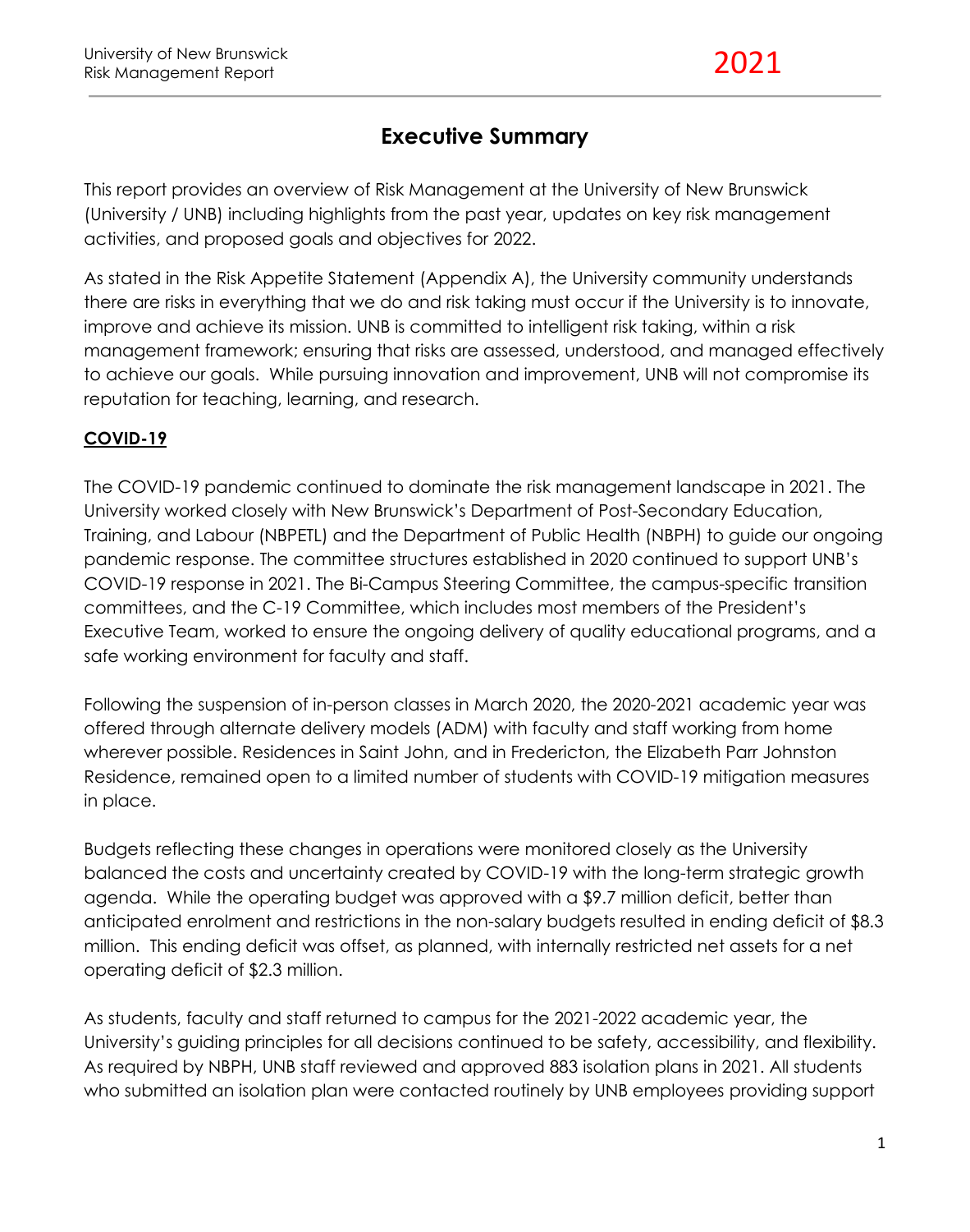# Executive Summary

This report provides an overview of Risk Management at the University of New Brunswick (University / UNB) including highlights from the past year, updates on key risk management activities, and proposed goals and objectives for 2022.

As stated in the Risk Appetite Statement (Appendix A), the University community understands there are risks in everything that we do and risk taking must occur if the University is to innovate, improve and achieve its mission. UNB is committed to intelligent risk taking, within a risk management framework; ensuring that risks are assessed, understood, and managed effectively to achieve our goals. While pursuing innovation and improvement, UNB will not compromise its reputation for teaching, learning, and research.

## COVID-19

The COVID-19 pandemic continued to dominate the risk management landscape in 2021. The University worked closely with New Brunswick's Department of Post-Secondary Education, Training, and Labour (NBPETL) and the Department of Public Health (NBPH) to guide our ongoing pandemic response. The committee structures established in 2020 continued to support UNB's COVID-19 response in 2021. The Bi-Campus Steering Committee, the campus-specific transition committees, and the C-19 Committee, which includes most members of the President's Executive Team, worked to ensure the ongoing delivery of quality educational programs, and a safe working environment for faculty and staff.

Following the suspension of in-person classes in March 2020, the 2020-2021 academic year was offered through alternate delivery models (ADM) with faculty and staff working from home wherever possible. Residences in Saint John, and in Fredericton, the Elizabeth Parr Johnston Residence, remained open to a limited number of students with COVID-19 mitigation measures in place.

Budgets reflecting these changes in operations were monitored closely as the University balanced the costs and uncertainty created by COVID-19 with the long-term strategic growth agenda. While the operating budget was approved with a $9.7 million deficit, better than anticipated enrolment and restrictions in the non-salary budgets resulted in ending deficit of $8.3 million. This ending deficit was offset, as planned, with internally restricted net assets for a net operating deficit of $2.3 million.

As students, faculty and staff returned to campus for the 2021-2022 academic year, the University's guiding principles for all decisions continued to be safety, accessibility, and flexibility. As required by NBPH, UNB staff reviewed and approved 883 isolation plans in 2021. All students who submitted an isolation plan were contacted routinely by UNB employees providing support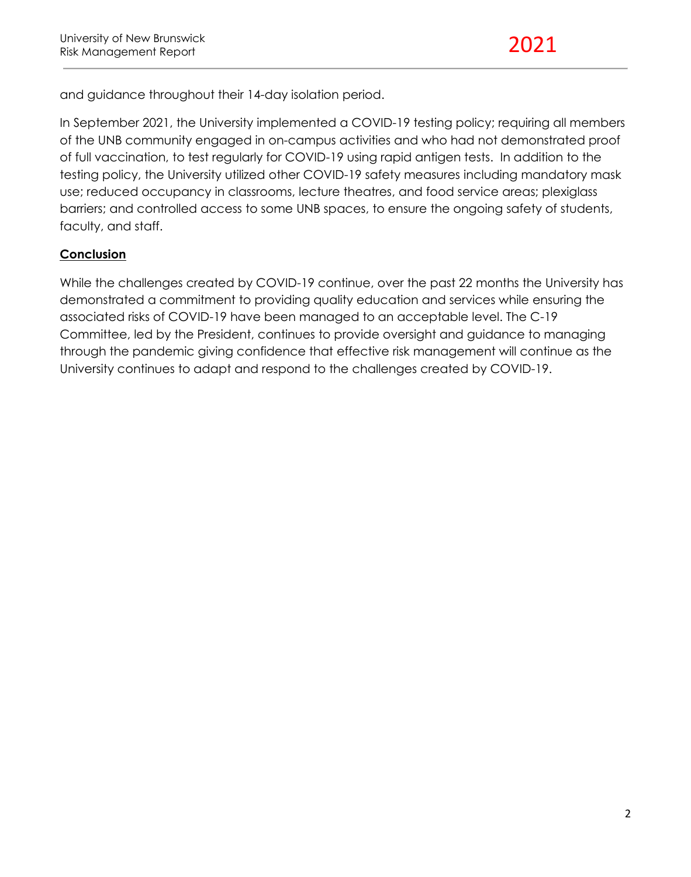and guidance throughout their 14-day isolation period.

In September 2021, the University implemented a COVID-19 testing policy; requiring all members of the UNB community engaged in on-campus activities and who had not demonstrated proof of full vaccination, to test regularly for COVID-19 using rapid antigen tests. In addition to the testing policy, the University utilized other COVID-19 safety measures including mandatory mask use; reduced occupancy in classrooms, lecture theatres, and food service areas; plexiglass barriers; and controlled access to some UNB spaces, to ensure the ongoing safety of students, faculty, and staff.

**Conclusion**

While the challenges created by COVID-19 continue, over the past 22 months the University has demonstrated a commitment to providing quality education and services while ensuring the associated risks of COVID-19 have been managed to an acceptable level. The C-19 Committee, led by the President, continues to provide oversight and guidance to managing through the pandemic giving confidence that effective risk management will continue as the University continues to adapt and respond to the challenges created by COVID-19.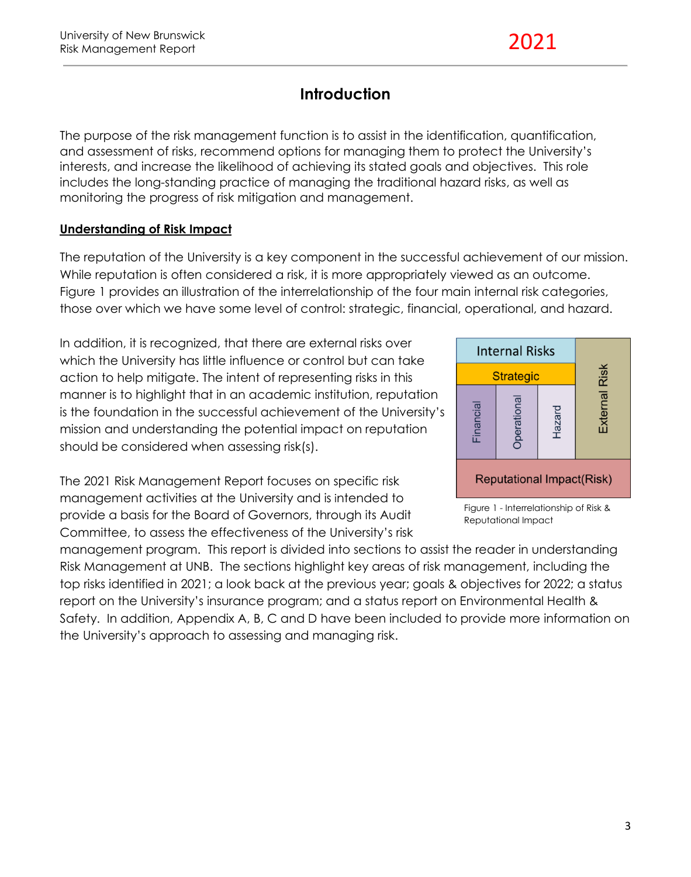# Introduction

The purpose of the risk management function is to assist in the identification, quantification, and assessment of risks, recommend options for managing them to protect the University's interests, and increase the likelihood of achieving its stated goals and objectives. This role includes the long-standing practice of managing the traditional hazard risks, as well as monitoring the progress of risk mitigation and management.

**Understanding of Risk Impact**

The reputation of the University is a key component in the successful achievement of our mission. While reputation is often considered a risk, it is more appropriately viewed as an outcome. Figure 1 provides an illustration of the interrelationship of the four main internal risk categories, those over which we have some level of control: strategic, financial, operational, and hazard.

In addition, it is recognized, that there are external risks over which the University has little influence or control but can take action to help mitigate. The intent of representing risks in this manner is to highlight that in an academic institution, reputation is the foundation in the successful achievement of the University's mission and understanding the potential impact on reputation should be considered when assessing risk(s).

| Internal Risks | | | External Risk |
|---|---|---|---|
| Strategic | | | |
| Financial | Operational | Hazard | |
| Reputational Impact(Risk) | | | |

Figure 1 - Interrelationship of Risk & Reputational Impact

The 2021 Risk Management Report focuses on specific risk management activities at the University and is intended to provide a basis for the Board of Governors, through its Audit Committee, to assess the effectiveness of the University's risk management program. This report is divided into sections to assist the reader in understanding Risk Management at UNB. The sections highlight key areas of risk management, including the top risks identified in 2021; a look back at the previous year; goals & objectives for 2022; a status report on the University's insurance program; and a status report on Environmental Health & Safety. In addition, Appendix A, B, C and D have been included to provide more information on the University's approach to assessing and managing risk.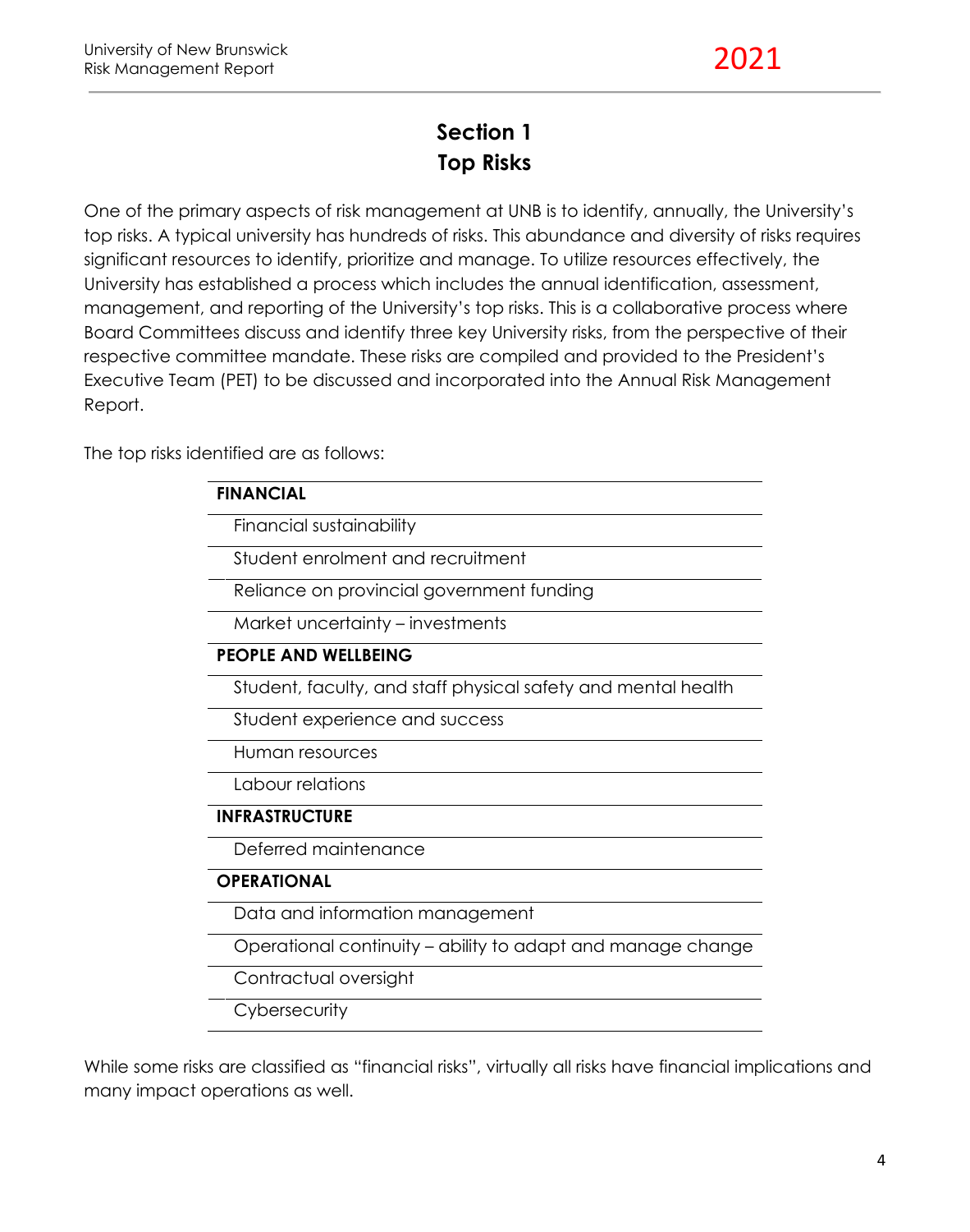# Section 1
# Top Risks

One of the primary aspects of risk management at UNB is to identify, annually, the University's top risks. A typical university has hundreds of risks. This abundance and diversity of risks requires significant resources to identify, prioritize and manage. To utilize resources effectively, the University has established a process which includes the annual identification, assessment, management, and reporting of the University's top risks. This is a collaborative process where Board Committees discuss and identify three key University risks, from the perspective of their respective committee mandate. These risks are compiled and provided to the President's Executive Team (PET) to be discussed and incorporated into the Annual Risk Management Report.

The top risks identified are as follows:

| **FINANCIAL** |
|---|
| Financial sustainability |
| Student enrolment and recruitment |
| Reliance on provincial government funding |
| Market uncertainty – investments |
| **PEOPLE AND WELLBEING** |
| Student, faculty, and staff physical safety and mental health |
| Student experience and success |
| Human resources |
| Labour relations |
| **INFRASTRUCTURE** |
| Deferred maintenance |
| **OPERATIONAL** |
| Data and information management |
| Operational continuity – ability to adapt and manage change |
| Contractual oversight |
| Cybersecurity |

While some risks are classified as "financial risks", virtually all risks have financial implications and many impact operations as well.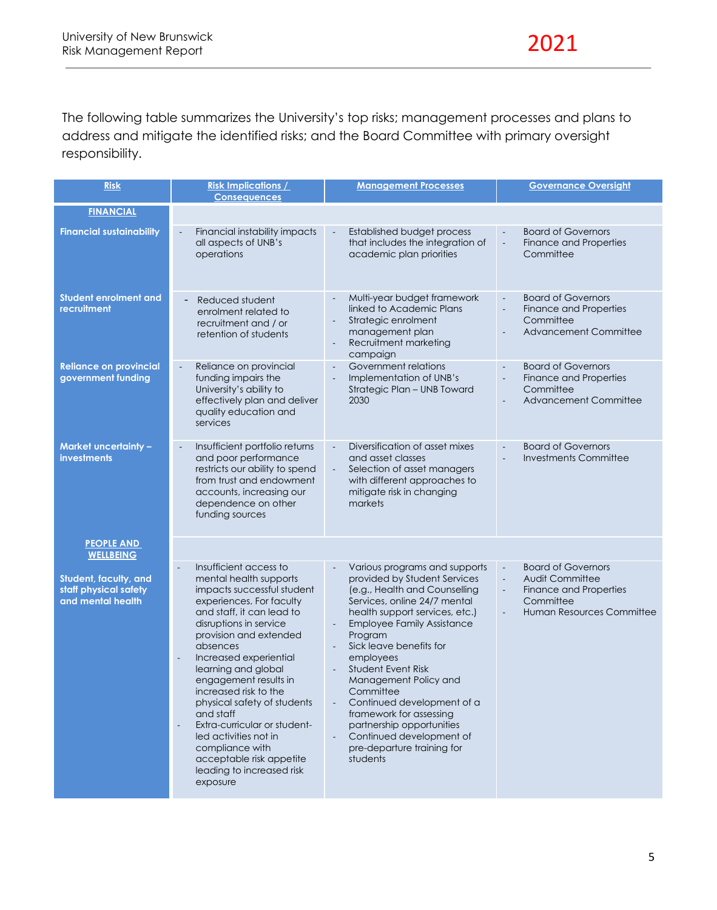The following table summarizes the University's top risks; management processes and plans to address and mitigate the identified risks; and the Board Committee with primary oversight responsibility.

| Risk | Risk Implications / Consequences | Management Processes | Governance Oversight |
|---|---|---|---|
| **FINANCIAL** | | | |
| **Financial sustainability** | - Financial instability impacts all aspects of UNB's operations | - Established budget process that includes the integration of academic plan priorities | - Board of Governors<br>- Finance and Properties Committee |
| **Student enrolment and recruitment** | - Reduced student enrolment related to recruitment and / or retention of students | - Multi-year budget framework linked to Academic Plans<br>- Strategic enrolment management plan<br>- Recruitment marketing campaign | - Board of Governors<br>- Finance and Properties Committee<br>- Advancement Committee |
| **Reliance on provincial government funding** | - Reliance on provincial funding impairs the University's ability to effectively plan and deliver quality education and services | - Government relations<br>- Implementation of UNB's Strategic Plan – UNB Toward 2030 | - Board of Governors<br>- Finance and Properties Committee<br>- Advancement Committee |
| **Market uncertainty – investments** | - Insufficient portfolio returns and poor performance restricts our ability to spend from trust and endowment accounts, increasing our dependence on other funding sources | - Diversification of asset mixes and asset classes<br>- Selection of asset managers with different approaches to mitigate risk in changing markets | - Board of Governors<br>- Investments Committee |
| **PEOPLE AND WELLBEING** | | | |
| **Student, faculty, and staff physical safety and mental health** | - Insufficient access to mental health supports impacts successful student experiences. For faculty and staff, it can lead to disruptions in service provision and extended absences<br>- Increased experiential learning and global engagement results in increased risk to the physical safety of students and staff<br>- Extra-curricular or student-led activities not in compliance with acceptable risk appetite leading to increased risk exposure | - Various programs and supports provided by Student Services (e.g., Health and Counselling Services, online 24/7 mental health support services, etc.)<br>- Employee Family Assistance Program<br>- Sick leave benefits for employees<br>- Student Event Risk Management Policy and Committee<br>- Continued development of a framework for assessing partnership opportunities<br>- Continued development of pre-departure training for students | - Board of Governors<br>- Audit Committee<br>- Finance and Properties Committee<br>- Human Resources Committee |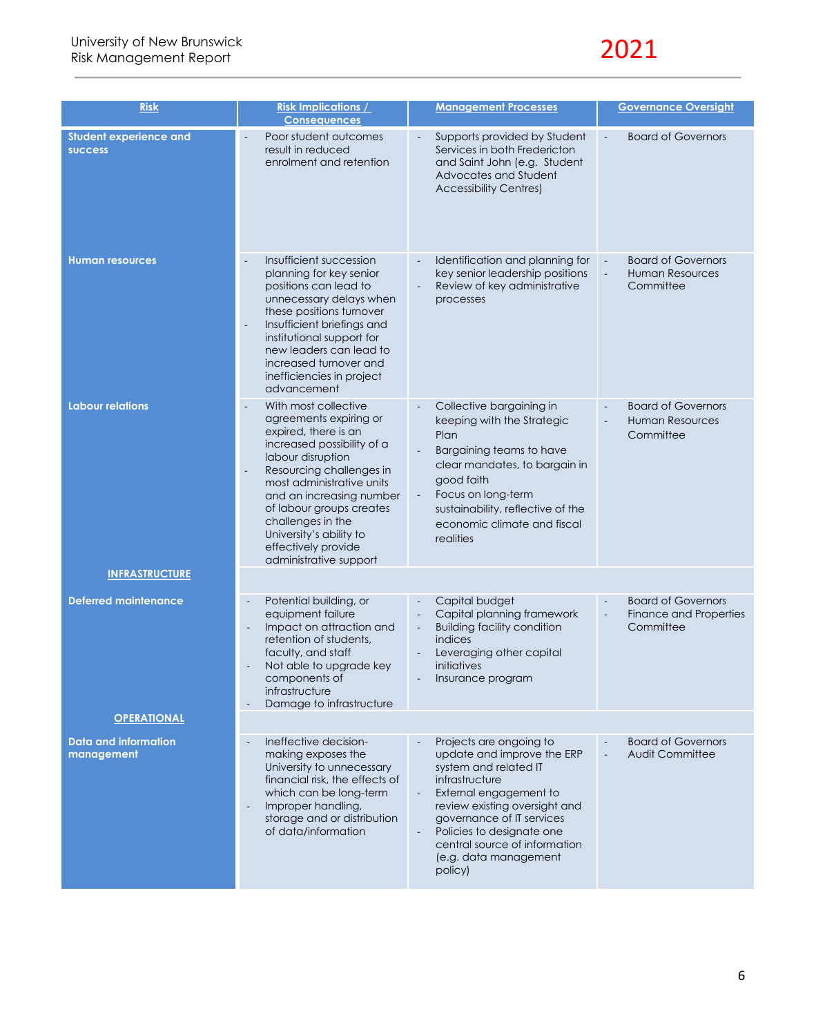| Risk | Risk Implications / Consequences | Management Processes | Governance Oversight |
|---|---|---|---|
| **Student experience and success** | - Poor student outcomes result in reduced enrolment and retention | - Supports provided by Student Services in both Fredericton and Saint John (e.g. Student Advocates and Student Accessibility Centres) | - Board of Governors |
| **Human resources** | - Insufficient succession planning for key senior positions can lead to unnecessary delays when these positions turnover<br>- Insufficient briefings and institutional support for new leaders can lead to increased turnover and inefficiencies in project advancement | - Identification and planning for key senior leadership positions<br>- Review of key administrative processes | - Board of Governors<br>- Human Resources Committee |
| **Labour relations** | - With most collective agreements expiring or expired, there is an increased possibility of a labour disruption<br>- Resourcing challenges in most administrative units and an increasing number of labour groups creates challenges in the University's ability to effectively provide administrative support | - Collective bargaining in keeping with the Strategic Plan<br>- Bargaining teams to have clear mandates, to bargain in good faith<br>- Focus on long-term sustainability, reflective of the economic climate and fiscal realities | - Board of Governors<br>- Human Resources Committee |
| **INFRASTRUCTURE** | | | |
| **Deferred maintenance** | - Potential building, or equipment failure<br>- Impact on attraction and retention of students, faculty, and staff<br>- Not able to upgrade key components of infrastructure<br>- Damage to infrastructure | - Capital budget<br>- Capital planning framework<br>- Building facility condition indices<br>- Leveraging other capital initiatives<br>- Insurance program | - Board of Governors<br>- Finance and Properties Committee |
| **OPERATIONAL** | | | |
| **Data and information management** | - Ineffective decision-making exposes the University to unnecessary financial risk, the effects of which can be long-term<br>- Improper handling, storage and or distribution of data/information | - Projects are ongoing to update and improve the ERP system and related IT infrastructure<br>- External engagement to review existing oversight and governance of IT services<br>- Policies to designate one central source of information (e.g. data management policy) | - Board of Governors<br>- Audit Committee |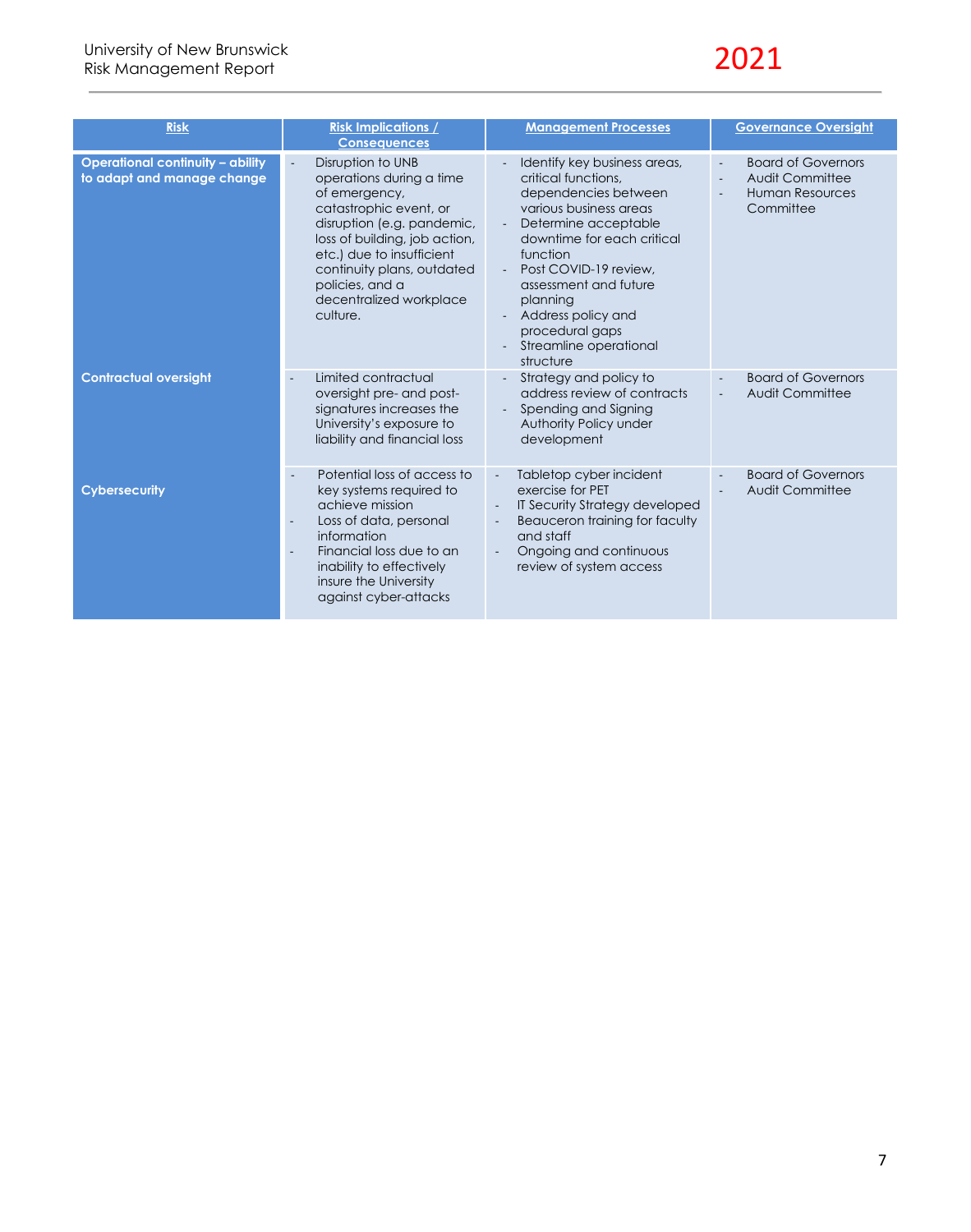| Risk | Risk Implications / Consequences | Management Processes | Governance Oversight |
|---|---|---|---|
| **Operational continuity – ability to adapt and manage change** | - Disruption to UNB operations during a time of emergency, catastrophic event, or disruption (e.g. pandemic, loss of building, job action, etc.) due to insufficient continuity plans, outdated policies, and a decentralized workplace culture. | - Identify key business areas, critical functions, dependencies between various business areas<br>- Determine acceptable downtime for each critical function<br>- Post COVID-19 review, assessment and future planning<br>- Address policy and procedural gaps<br>- Streamline operational structure | - Board of Governors<br>- Audit Committee<br>- Human Resources Committee |
| **Contractual oversight** | - Limited contractual oversight pre- and post-signatures increases the University's exposure to liability and financial loss | - Strategy and policy to address review of contracts<br>- Spending and Signing Authority Policy under development | - Board of Governors<br>- Audit Committee |
| **Cybersecurity** | - Potential loss of access to key systems required to achieve mission<br>- Loss of data, personal information<br>- Financial loss due to an inability to effectively insure the University against cyber-attacks | - Tabletop cyber incident exercise for PET<br>- IT Security Strategy developed<br>- Beauceron training for faculty and staff<br>- Ongoing and continuous review of system access | - Board of Governors<br>- Audit Committee |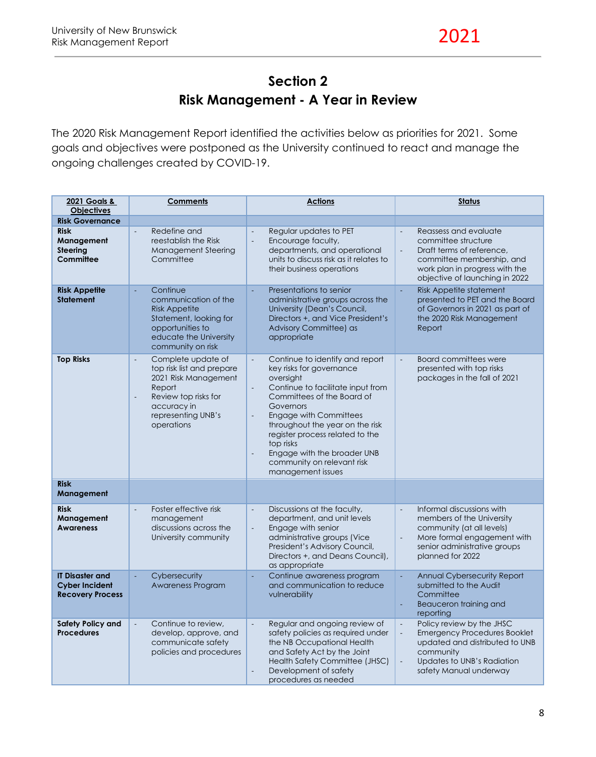# Section 2
## Risk Management - A Year in Review

The 2020 Risk Management Report identified the activities below as priorities for 2021. Some goals and objectives were postponed as the University continued to react and manage the ongoing challenges created by COVID-19.

| 2021 Goals & Objectives | Comments | Actions | Status |
|---|---|---|---|
| **Risk Governance** | | | |
| **Risk Management Steering Committee** | - Redefine and reestablish the Risk Management Steering Committee | - Regular updates to PET<br>- Encourage faculty, departments, and operational units to discuss risk as it relates to their business operations | - Reassess and evaluate committee structure<br>- Draft terms of reference, committee membership, and work plan in progress with the objective of launching in 2022 |
| **Risk Appetite Statement** | - Continue communication of the Risk Appetite Statement, looking for opportunities to educate the University community on risk | - Presentations to senior administrative groups across the University (Dean's Council, Directors +, and Vice President's Advisory Committee) as appropriate | - Risk Appetite statement presented to PET and the Board of Governors in 2021 as part of the 2020 Risk Management Report |
| **Top Risks** | - Complete update of top risk list and prepare 2021 Risk Management Report<br>- Review top risks for accuracy in representing UNB's operations | - Continue to identify and report key risks for governance oversight<br>- Continue to facilitate input from Committees of the Board of Governors<br>- Engage with Committees throughout the year on the risk register process related to the top risks<br>- Engage with the broader UNB community on relevant risk management issues | - Board committees were presented with top risks packages in the fall of 2021 |
| **Risk Management** | | | |
| **Risk Management Awareness** | - Foster effective risk management discussions across the University community | - Discussions at the faculty, department, and unit levels<br>- Engage with senior administrative groups (Vice President's Advisory Council, Directors +, and Deans Council), as appropriate | - Informal discussions with members of the University community (at all levels)<br>- More formal engagement with senior administrative groups planned for 2022 |
| **IT Disaster and Cyber Incident Recovery Process** | - Cybersecurity Awareness Program | - Continue awareness program and communication to reduce vulnerability | - Annual Cybersecurity Report submitted to the Audit Committee<br>- Beauceron training and reporting |
| **Safety Policy and Procedures** | - Continue to review, develop, approve, and communicate safety policies and procedures | - Regular and ongoing review of safety policies as required under the NB Occupational Health and Safety Act by the Joint Health Safety Committee (JHSC)<br>- Development of safety procedures as needed | - Policy review by the JHSC<br>- Emergency Procedures Booklet updated and distributed to UNB community<br>- Updates to UNB's Radiation safety Manual underway |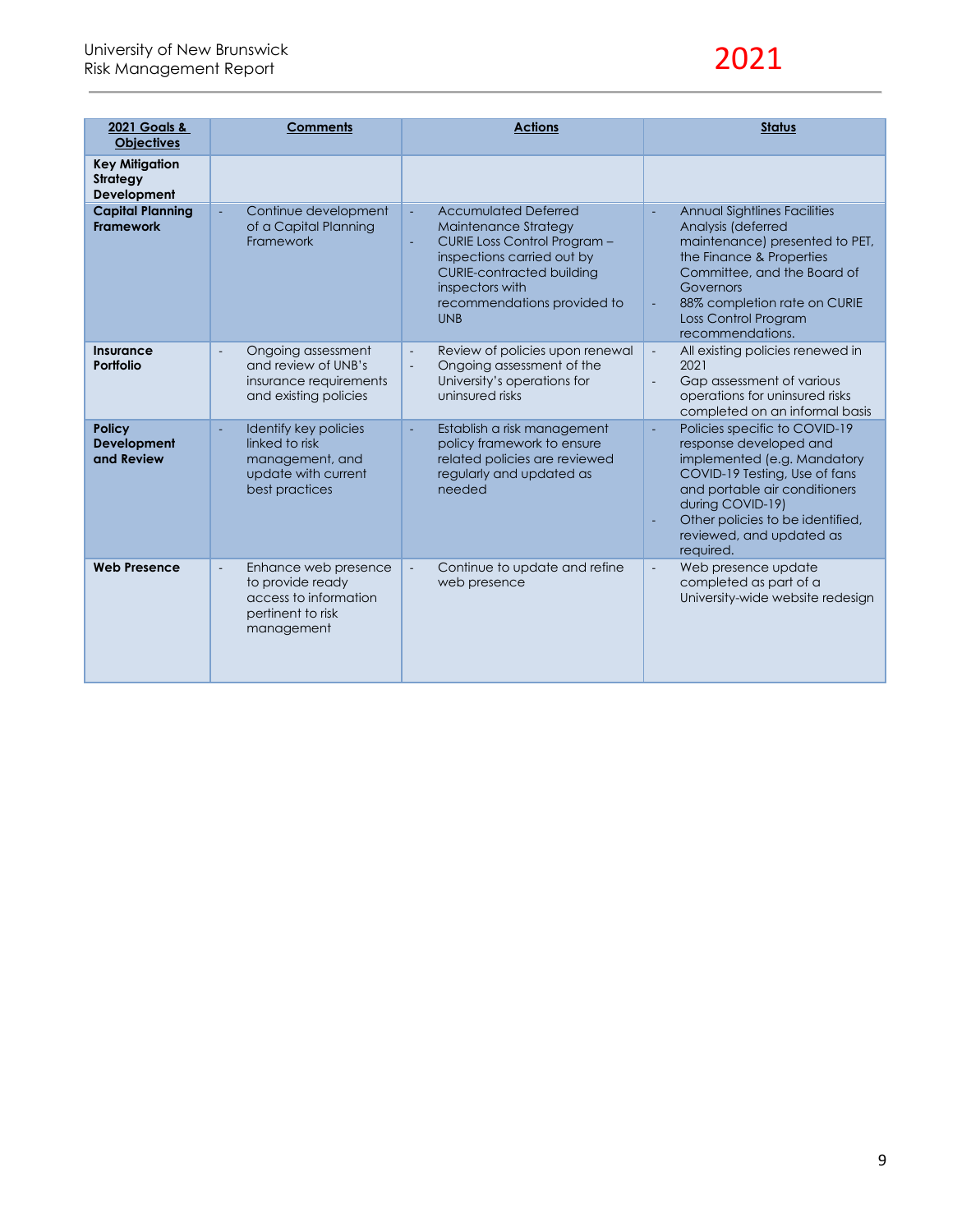| 2021 Goals & Objectives | Comments | Actions | Status |
|---|---|---|---|
| **Key Mitigation Strategy Development** | | | |
| **Capital Planning Framework** | - Continue development of a Capital Planning Framework | - Accumulated Deferred Maintenance Strategy<br>- CURIE Loss Control Program – inspections carried out by CURIE-contracted building inspectors with recommendations provided to UNB | - Annual Sightlines Facilities Analysis (deferred maintenance) presented to PET, the Finance & Properties Committee, and the Board of Governors<br>- 88% completion rate on CURIE Loss Control Program recommendations. |
| **Insurance Portfolio** | - Ongoing assessment and review of UNB's insurance requirements and existing policies | - Review of policies upon renewal<br>- Ongoing assessment of the University's operations for uninsured risks | - All existing policies renewed in 2021<br>- Gap assessment of various operations for uninsured risks completed on an informal basis |
| **Policy Development and Review** | - Identify key policies linked to risk management, and update with current best practices | - Establish a risk management policy framework to ensure related policies are reviewed regularly and updated as needed | - Policies specific to COVID-19 response developed and implemented (e.g. Mandatory COVID-19 Testing, Use of fans and portable air conditioners during COVID-19)<br>- Other policies to be identified, reviewed, and updated as required. |
| **Web Presence** | - Enhance web presence to provide ready access to information pertinent to risk management | - Continue to update and refine web presence | - Web presence update completed as part of a University-wide website redesign |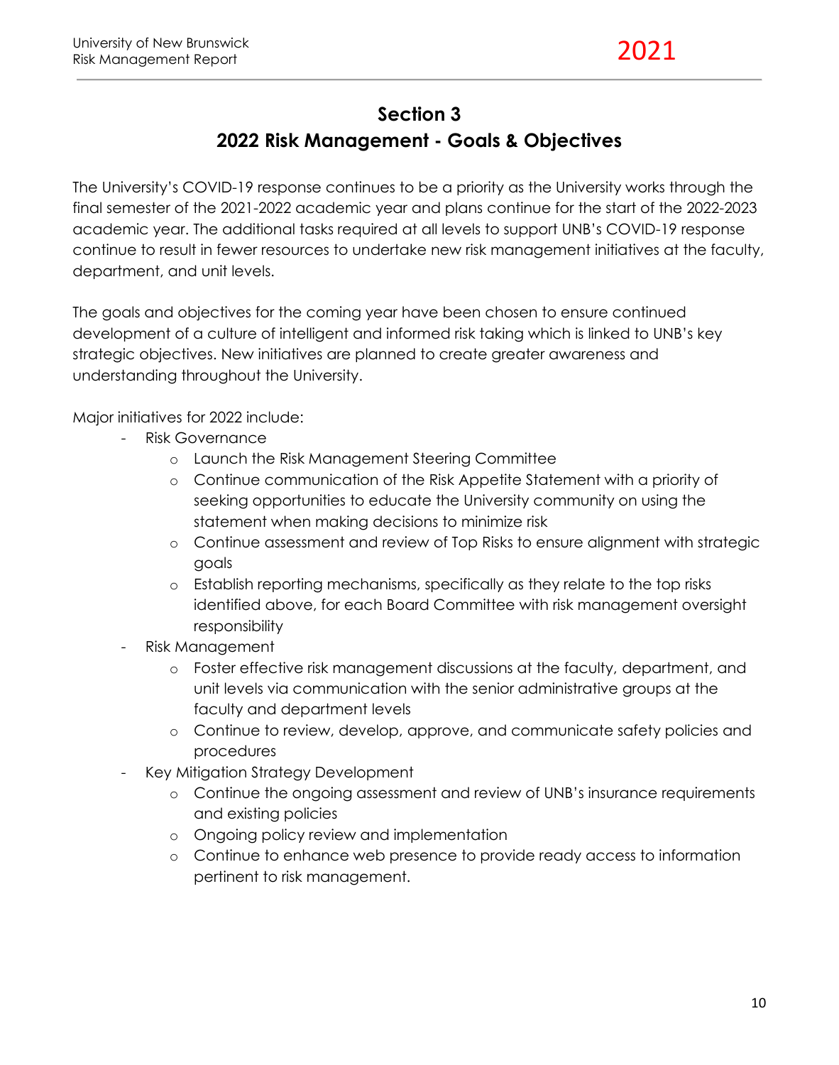## Section 3
## 2022 Risk Management - Goals & Objectives

The University's COVID-19 response continues to be a priority as the University works through the final semester of the 2021-2022 academic year and plans continue for the start of the 2022-2023 academic year. The additional tasks required at all levels to support UNB's COVID-19 response continue to result in fewer resources to undertake new risk management initiatives at the faculty, department, and unit levels.

The goals and objectives for the coming year have been chosen to ensure continued development of a culture of intelligent and informed risk taking which is linked to UNB's key strategic objectives. New initiatives are planned to create greater awareness and understanding throughout the University.

Major initiatives for 2022 include:

- Risk Governance
  - Launch the Risk Management Steering Committee
  - Continue communication of the Risk Appetite Statement with a priority of seeking opportunities to educate the University community on using the statement when making decisions to minimize risk
  - Continue assessment and review of Top Risks to ensure alignment with strategic goals
  - Establish reporting mechanisms, specifically as they relate to the top risks identified above, for each Board Committee with risk management oversight responsibility
- Risk Management
  - Foster effective risk management discussions at the faculty, department, and unit levels via communication with the senior administrative groups at the faculty and department levels
  - Continue to review, develop, approve, and communicate safety policies and procedures
- Key Mitigation Strategy Development
  - Continue the ongoing assessment and review of UNB's insurance requirements and existing policies
  - Ongoing policy review and implementation
  - Continue to enhance web presence to provide ready access to information pertinent to risk management.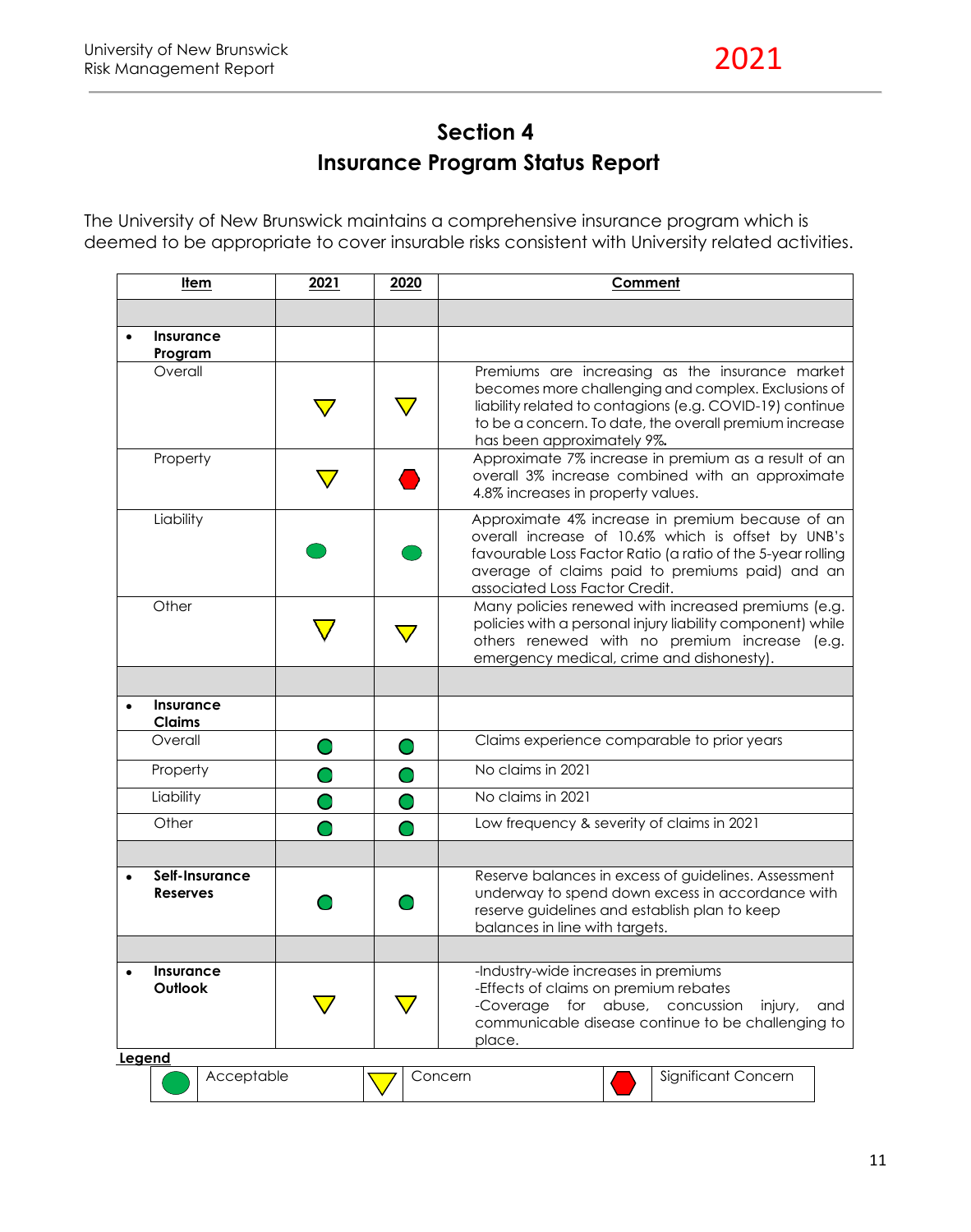# Section 4

# Insurance Program Status Report

The University of New Brunswick maintains a comprehensive insurance program which is deemed to be appropriate to cover insurable risks consistent with University related activities.

| Item | 2021 | 2020 | Comment |
|---|---|---|---|
| | | | |
| • **Insurance Program** | | | |
| Overall | Concern | Concern | Premiums are increasing as the insurance market becomes more challenging and complex. Exclusions of liability related to contagions (e.g. COVID-19) continue to be a concern. To date, the overall premium increase has been approximately 9%. |
| Property | Concern | Significant Concern | Approximate 7% increase in premium as a result of an overall 3% increase combined with an approximate 4.8% increases in property values. |
| Liability | Acceptable | Acceptable | Approximate 4% increase in premium because of an overall increase of 10.6% which is offset by UNB's favourable Loss Factor Ratio (a ratio of the 5-year rolling average of claims paid to premiums paid) and an associated Loss Factor Credit. |
| Other | Concern | Concern | Many policies renewed with increased premiums (e.g. policies with a personal injury liability component) while others renewed with no premium increase (e.g. emergency medical, crime and dishonesty). |
| | | | |
| • **Insurance Claims** | | | |
| Overall | Acceptable | Acceptable | Claims experience comparable to prior years |
| Property | Acceptable | Acceptable | No claims in 2021 |
| Liability | Acceptable | Acceptable | No claims in 2021 |
| Other | Acceptable | Acceptable | Low frequency & severity of claims in 2021 |
| | | | |
| • **Self-Insurance Reserves** | Acceptable | Acceptable | Reserve balances in excess of guidelines. Assessment underway to spend down excess in accordance with reserve guidelines and establish plan to keep balances in line with targets. |
| | | | |
| • **Insurance Outlook** | Concern | Concern | -Industry-wide increases in premiums<br>-Effects of claims on premium rebates<br>-Coverage for abuse, concussion injury, and communicable disease continue to be challenging to place. |

**Legend**

| | | |
|---|---|---|
| Acceptable | Concern | Significant Concern |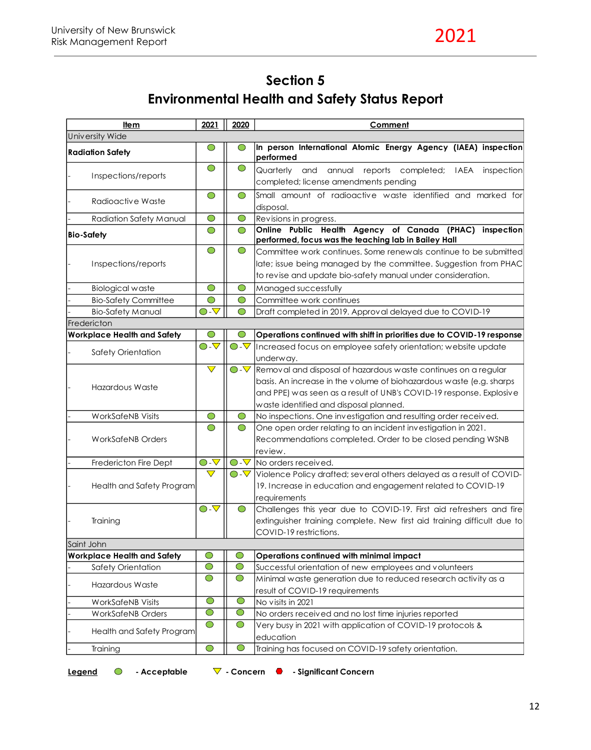# Section 5
## Environmental Health and Safety Status Report

| Item | 2021 | 2020 | Comment |
|---|---|---|---|
| University Wide | | | |
| **Radiation Safety** | ● | ● | **In person International Atomic Energy Agency (IAEA) inspection performed** |
| - Inspections/reports | ● | ● | Quarterly and annual reports completed; IAEA inspection completed; license amendments pending |
| - Radioactive Waste | ● | ● | Small amount of radioactive waste identified and marked for disposal. |
| - Radiation Safety Manual | ● | ● | Revisions in progress. |
| **Bio-Safety** | ● | ● | **Online Public Health Agency of Canada (PHAC) inspection performed, focus was the teaching lab in Bailey Hall** |
| - Inspections/reports | ● | ● | Committee work continues. Some renewals continue to be submitted late; issue being managed by the committee. Suggestion from PHAC to revise and update bio-safety manual under consideration. |
| - Biological waste | ● | ● | Managed successfully |
| - Bio-Safety Committee | ● | ● | Committee work continues |
| - Bio-Safety Manual | ●-▽ | ● | Draft completed in 2019. Approval delayed due to COVID-19 |
| Fredericton | | | |
| **Workplace Health and Safety** | ● | ● | **Operations continued with shift in priorities due to COVID-19 response** |
| - Safety Orientation | ●-▽ | ●-▽ | Increased focus on employee safety orientation; website update underway. |
| - Hazardous Waste | ▽ | ●-▽ | Removal and disposal of hazardous waste continues on a regular basis. An increase in the volume of biohazardous waste (e.g. sharps and PPE) was seen as a result of UNB's COVID-19 response. Explosive waste identified and disposal planned. |
| - WorkSafeNB Visits | ● | ● | No inspections. One investigation and resulting order received. |
| - WorkSafeNB Orders | ● | ● | One open order relating to an incident investigation in 2021. Recommendations completed. Order to be closed pending WSNB review. |
| - Fredericton Fire Dept | ●-▽ | ●-▽ | No orders received. |
| - Health and Safety Program | ▽ | ●-▽ | Violence Policy drafted; several others delayed as a result of COVID-19. Increase in education and engagement related to COVID-19 requirements |
| - Training | ●-▽ | ● | Challenges this year due to COVID-19. First aid refreshers and fire extinguisher training complete. New first aid training difficult due to COVID-19 restrictions. |
| Saint John | | | |
| **Workplace Health and Safety** | ● | ● | **Operations continued with minimal impact** |
| - Safety Orientation | ● | ● | Successful orientation of new employees and volunteers |
| - Hazardous Waste | ● | ● | Minimal waste generation due to reduced research activity as a result of COVID-19 requirements |
| - WorkSafeNB Visits | ● | ● | No visits in 2021 |
| - WorkSafeNB Orders | ● | ● | No orders received and no lost time injuries reported |
| - Health and Safety Program | ● | ● | Very busy in 2021 with application of COVID-19 protocols & education |
| - Training | ● | ● | Training has focused on COVID-19 safety orientation. |

**Legend** ● **- Acceptable** ▽ **- Concern** ⬣ **- Significant Concern**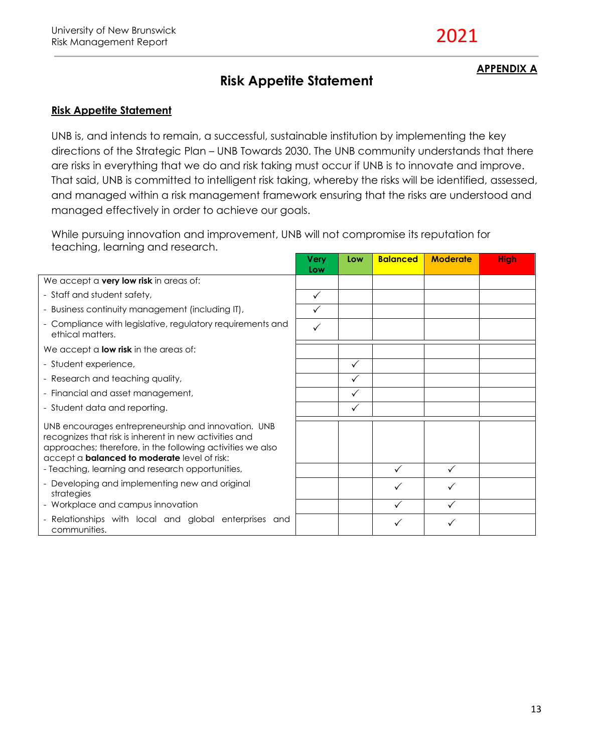**APPENDIX A**

# Risk Appetite Statement

**Risk Appetite Statement**

UNB is, and intends to remain, a successful, sustainable institution by implementing the key directions of the Strategic Plan – UNB Towards 2030. The UNB community understands that there are risks in everything that we do and risk taking must occur if UNB is to innovate and improve. That said, UNB is committed to intelligent risk taking, whereby the risks will be identified, assessed, and managed within a risk management framework ensuring that the risks are understood and managed effectively in order to achieve our goals.

While pursuing innovation and improvement, UNB will not compromise its reputation for teaching, learning and research.

| | Very Low | Low | Balanced | Moderate | High |
|---|---|---|---|---|---|
| We accept a **very low risk** in areas of: | | | | | |
| - Staff and student safety, | ✓ | | | | |
| - Business continuity management (including IT), | ✓ | | | | |
| - Compliance with legislative, regulatory requirements and ethical matters. | ✓ | | | | |
| We accept a **low risk** in the areas of: | | | | | |
| - Student experience, | | ✓ | | | |
| - Research and teaching quality, | | ✓ | | | |
| - Financial and asset management, | | ✓ | | | |
| - Student data and reporting. | | ✓ | | | |
| UNB encourages entrepreneurship and innovation. UNB recognizes that risk is inherent in new activities and approaches; therefore, in the following activities we also accept a **balanced to moderate** level of risk: | | | | | |
| - Teaching, learning and research opportunities, | | | ✓ | ✓ | |
| - Developing and implementing new and original strategies | | | ✓ | ✓ | |
| - Workplace and campus innovation | | | ✓ | ✓ | |
| - Relationships with local and global enterprises and communities. | | | ✓ | ✓ | |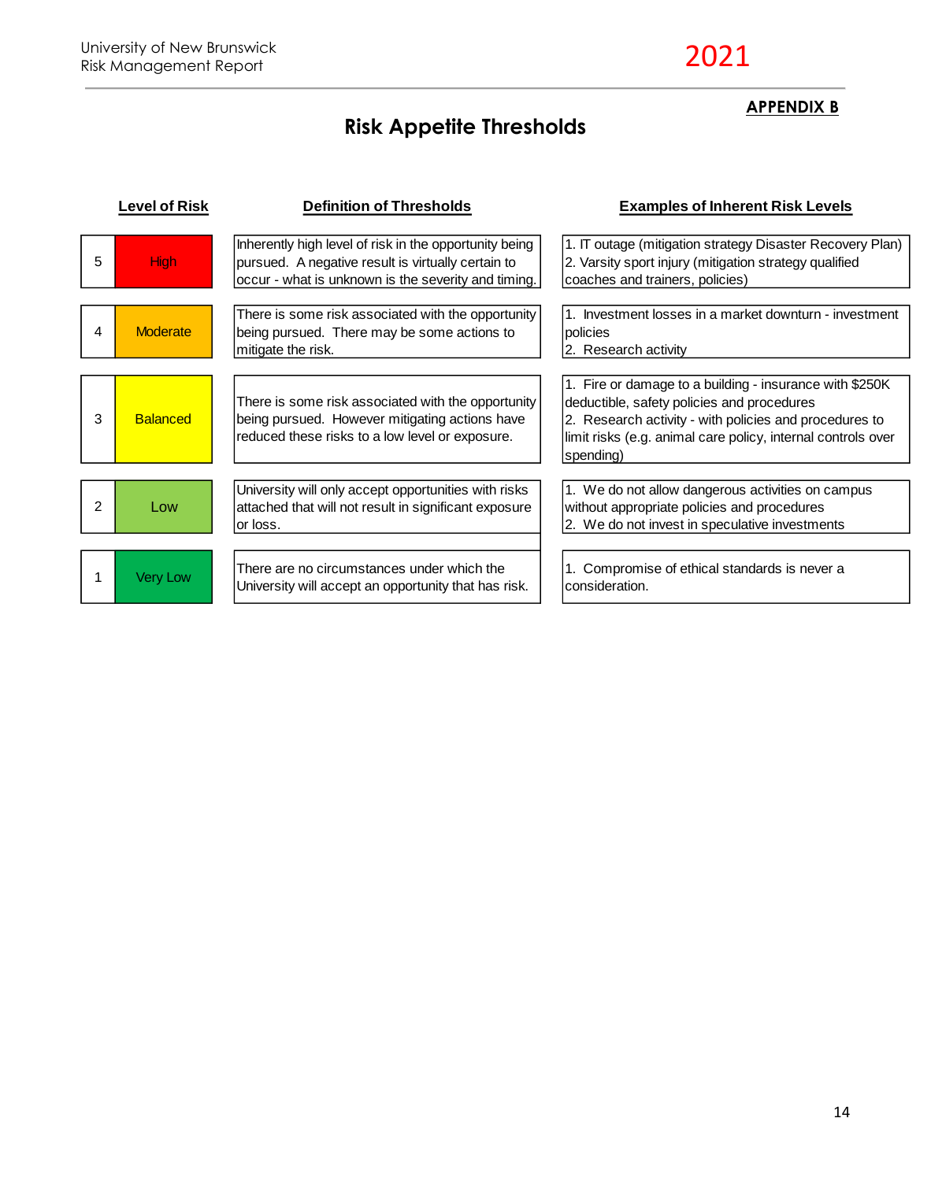**APPENDIX B**

## Risk Appetite Thresholds

| | Level of Risk | Definition of Thresholds | Examples of Inherent Risk Levels |
|---|---|---|---|
| 5 | High | Inherently high level of risk in the opportunity being pursued. A negative result is virtually certain to occur - what is unknown is the severity and timing. | 1. IT outage (mitigation strategy Disaster Recovery Plan)<br>2. Varsity sport injury (mitigation strategy qualified coaches and trainers, policies) |
| 4 | Moderate | There is some risk associated with the opportunity being pursued. There may be some actions to mitigate the risk. | 1. Investment losses in a market downturn - investment policies<br>2. Research activity |
| 3 | Balanced | There is some risk associated with the opportunity being pursued. However mitigating actions have reduced these risks to a low level or exposure. | 1. Fire or damage to a building - insurance with $250K deductible, safety policies and procedures<br>2. Research activity - with policies and procedures to limit risks (e.g. animal care policy, internal controls over spending) |
| 2 | Low | University will only accept opportunities with risks attached that will not result in significant exposure or loss. | 1. We do not allow dangerous activities on campus without appropriate policies and procedures<br>2. We do not invest in speculative investments |
| 1 | Very Low | There are no circumstances under which the University will accept an opportunity that has risk. | 1. Compromise of ethical standards is never a consideration. |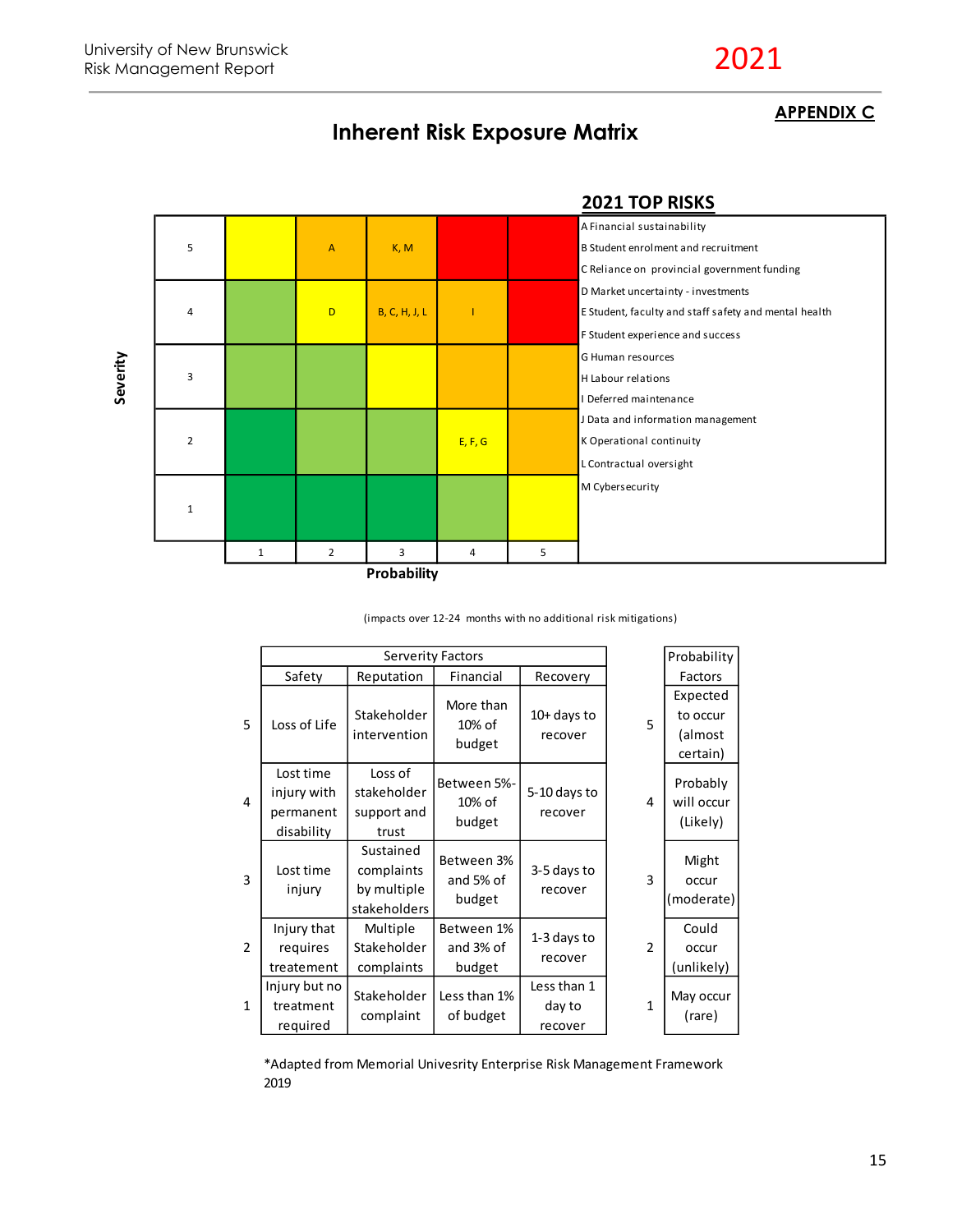**APPENDIX C**

# Inherent Risk Exposure Matrix

| Severity | | | | | |
|---|---|---|---|---|---|
| 5 | | A | K, M | | |
| 4 | | D | B, C, H, J, L | I | |
| 3 | | | | | |
| 2 | | | | E, F, G | |
| 1 | | | | | |
| | 1 | 2 | 3 | 4 | 5 |
| | **Probability** | | | | |

## 2021 TOP RISKS

- A Financial sustainability
- B Student enrolment and recruitment
- C Reliance on provincial government funding
- D Market uncertainty - investments
- E Student, faculty and staff safety and mental health
- F Student experience and success
- G Human resources
- H Labour relations
- I Deferred maintenance
- J Data and information management
- K Operational continuity
- L Contractual oversight
- M Cybersecurity

(impacts over 12-24 months with no additional risk mitigations)

| | Serverity Factors | | | |
|---|---|---|---|---|
| | Safety | Reputation | Financial | Recovery |
| 5 | Loss of Life | Stakeholder intervention | More than 10% of budget | 10+ days to recover |
| 4 | Lost time injury with permanent disability | Loss of stakeholder support and trust | Between 5%-10% of budget | 5-10 days to recover |
| 3 | Lost time injury | Sustained complaints by multiple stakeholders | Between 3% and 5% of budget | 3-5 days to recover |
| 2 | Injury that requires treatement | Multiple Stakeholder complaints | Between 1% and 3% of budget | 1-3 days to recover |
| 1 | Injury but no treatment required | Stakeholder complaint | Less than 1% of budget | Less than 1 day to recover |

| | Probability Factors |
|---|---|
| 5 | Expected to occur (almost certain) |
| 4 | Probably will occur (Likely) |
| 3 | Might occur (moderate) |
| 2 | Could occur (unlikely) |
| 1 | May occur (rare) |

*Adapted from Memorial Univesrity Enterprise Risk Management Framework 2019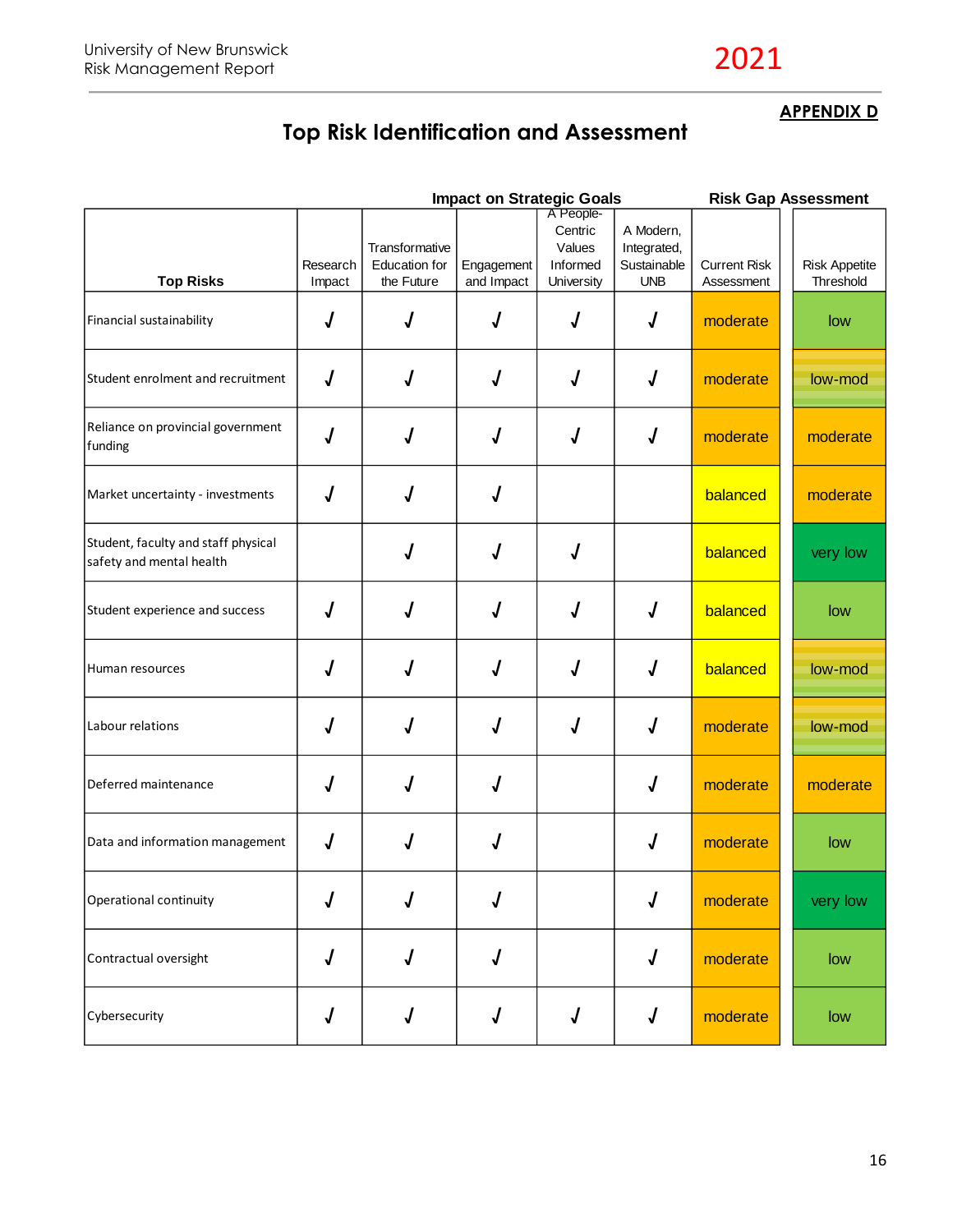**APPENDIX D**

# Top Risk Identification and Assessment

| Top Risks | Impact on Strategic Goals | | | | | Risk Gap Assessment | |
|---|---|---|---|---|---|---|---|
| | Research Impact | Transformative Education for the Future | Engagement and Impact | A People-Centric Values Informed University | A Modern, Integrated, Sustainable UNB | Current Risk Assessment | Risk Appetite Threshold |
| Financial sustainability | √ | √ | √ | √ | √ | moderate | low |
| Student enrolment and recruitment | √ | √ | √ | √ | √ | moderate | low-mod |
| Reliance on provincial government funding | √ | √ | √ | √ | √ | moderate | moderate |
| Market uncertainty - investments | √ | √ | √ | | | balanced | moderate |
| Student, faculty and staff physical safety and mental health | | √ | √ | √ | | balanced | very low |
| Student experience and success | √ | √ | √ | √ | √ | balanced | low |
| Human resources | √ | √ | √ | √ | √ | balanced | low-mod |
| Labour relations | √ | √ | √ | √ | √ | moderate | low-mod |
| Deferred maintenance | √ | √ | √ | | √ | moderate | moderate |
| Data and information management | √ | √ | √ | | √ | moderate | low |
| Operational continuity | √ | √ | √ | | √ | moderate | very low |
| Contractual oversight | √ | √ | √ | | √ | moderate | low |
| Cybersecurity | √ | √ | √ | √ | √ | moderate | low |